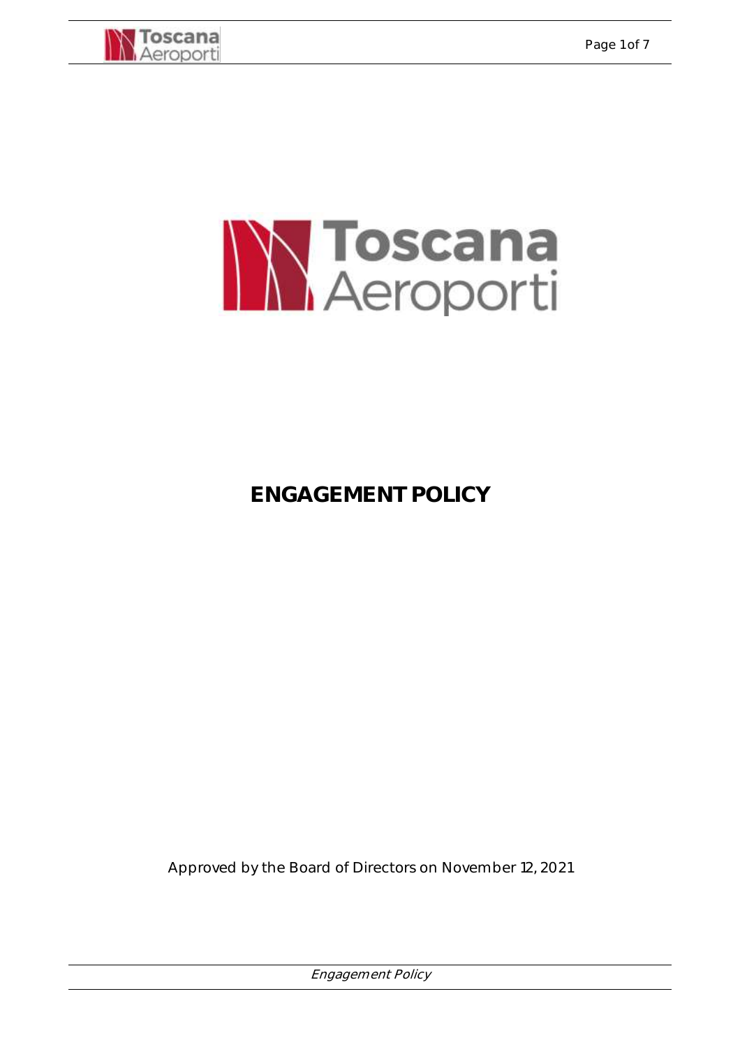# ENGAGEMENT POLICY

Approved by the Board of Directors on November 12, 2021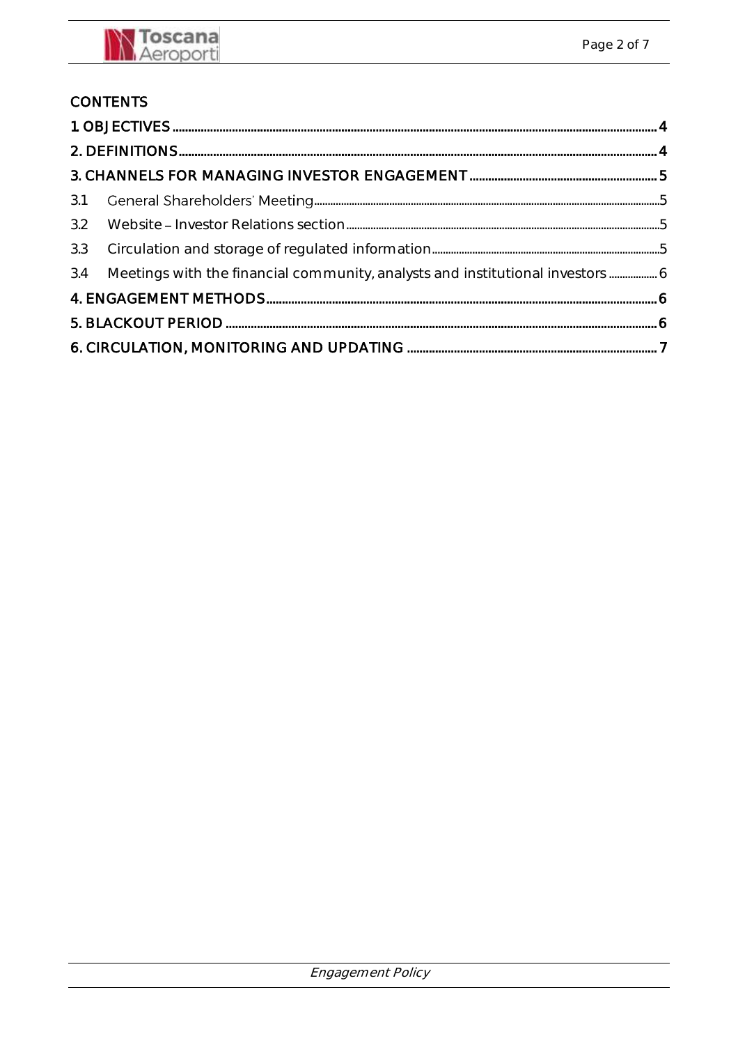## CONTENTS

1 OBJECTIVES ..... 4

2. DEFINITIONS ..... 4

3. CHANNELS FOR MANAGING INVESTOR ENGAGEMENT ..... 5

3.1 General Shareholders' Meeting ..... 5

3.2 Website – Investor Relations section ..... 5

3.3 Circulation and storage of regulated information ..... 5

3.4 Meetings with the financial community, analysts and institutional investors ..... 6

4. ENGAGEMENT METHODS ..... 6

5. BLACKOUT PERIOD ..... 6

6. CIRCULATION, MONITORING AND UPDATING ..... 7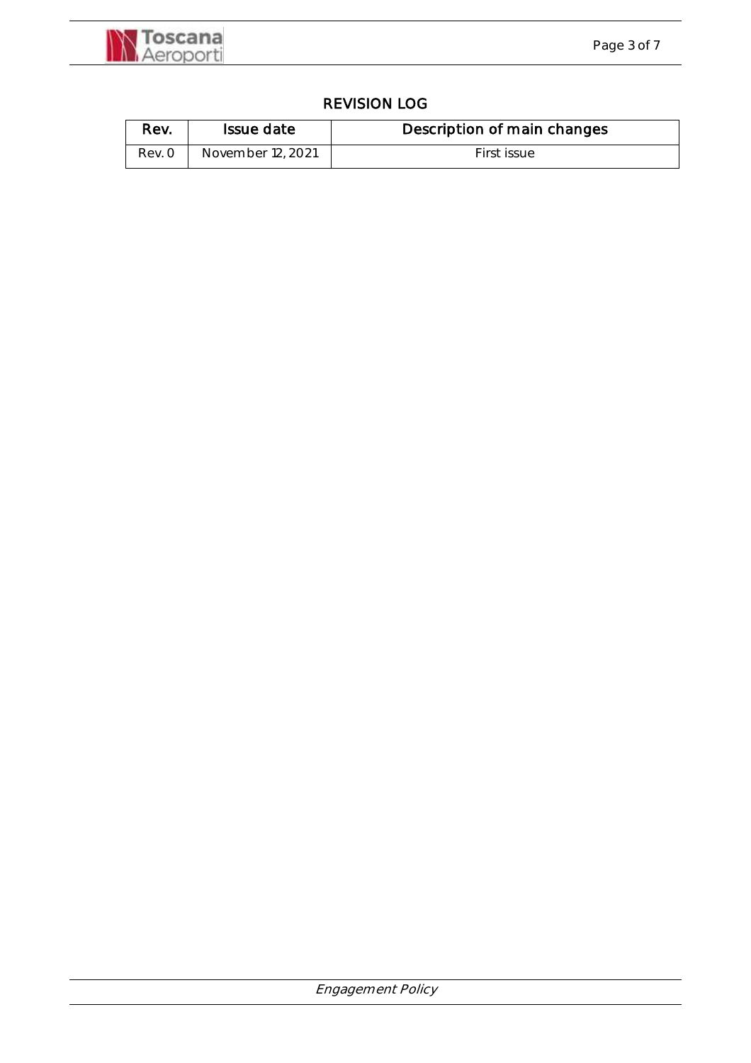## REVISION LOG

| Rev. | Issue date | Description of main changes |
|---|---|---|
| Rev. 0 | November 12, 2021 | First issue |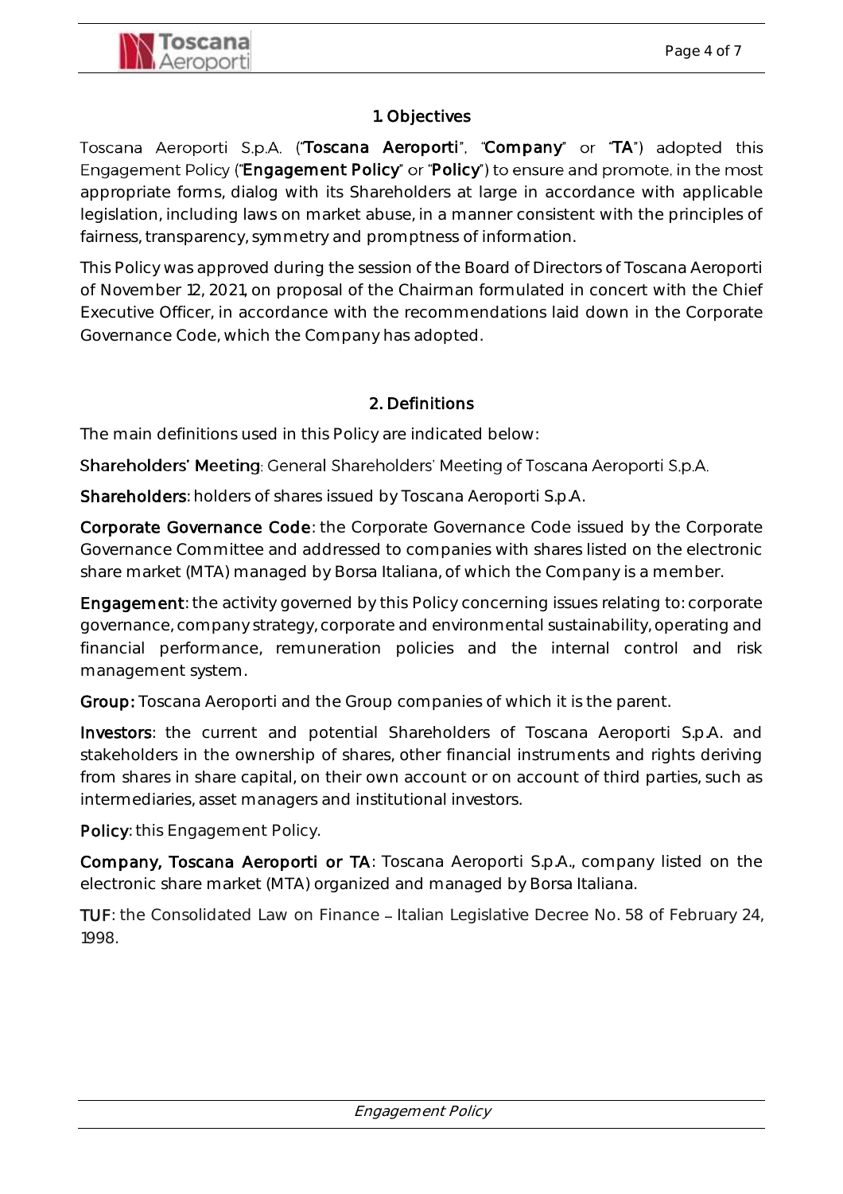## 1. Objectives

Toscana Aeroporti S.p.A. ("**Toscana Aeroporti**", "**Company**" or "**TA**") adopted this Engagement Policy ("**Engagement Policy**" or "**Policy**") to ensure and promote, in the most appropriate forms, dialog with its Shareholders at large in accordance with applicable legislation, including laws on market abuse, in a manner consistent with the principles of fairness, transparency, symmetry and promptness of information.

This Policy was approved during the session of the Board of Directors of Toscana Aeroporti of November 12, 2021, on proposal of the Chairman formulated in concert with the Chief Executive Officer, in accordance with the recommendations laid down in the Corporate Governance Code, which the Company has adopted.

## 2. Definitions

The main definitions used in this Policy are indicated below:

**Shareholders' Meeting**: General Shareholders' Meeting of Toscana Aeroporti S.p.A.

**Shareholders**: holders of shares issued by Toscana Aeroporti S.p.A.

**Corporate Governance Code**: the Corporate Governance Code issued by the Corporate Governance Committee and addressed to companies with shares listed on the electronic share market (MTA) managed by Borsa Italiana, of which the Company is a member.

**Engagement**: the activity governed by this Policy concerning issues relating to: corporate governance, company strategy, corporate and environmental sustainability, operating and financial performance, remuneration policies and the internal control and risk management system.

**Group:** Toscana Aeroporti and the Group companies of which it is the parent.

**Investors**: the current and potential Shareholders of Toscana Aeroporti S.p.A. and stakeholders in the ownership of shares, other financial instruments and rights deriving from shares in share capital, on their own account or on account of third parties, such as intermediaries, asset managers and institutional investors.

**Policy**: this Engagement Policy.

**Company, Toscana Aeroporti or TA**: Toscana Aeroporti S.p.A., company listed on the electronic share market (MTA) organized and managed by Borsa Italiana.

**TUF**: the Consolidated Law on Finance – Italian Legislative Decree No. 58 of February 24, 1998.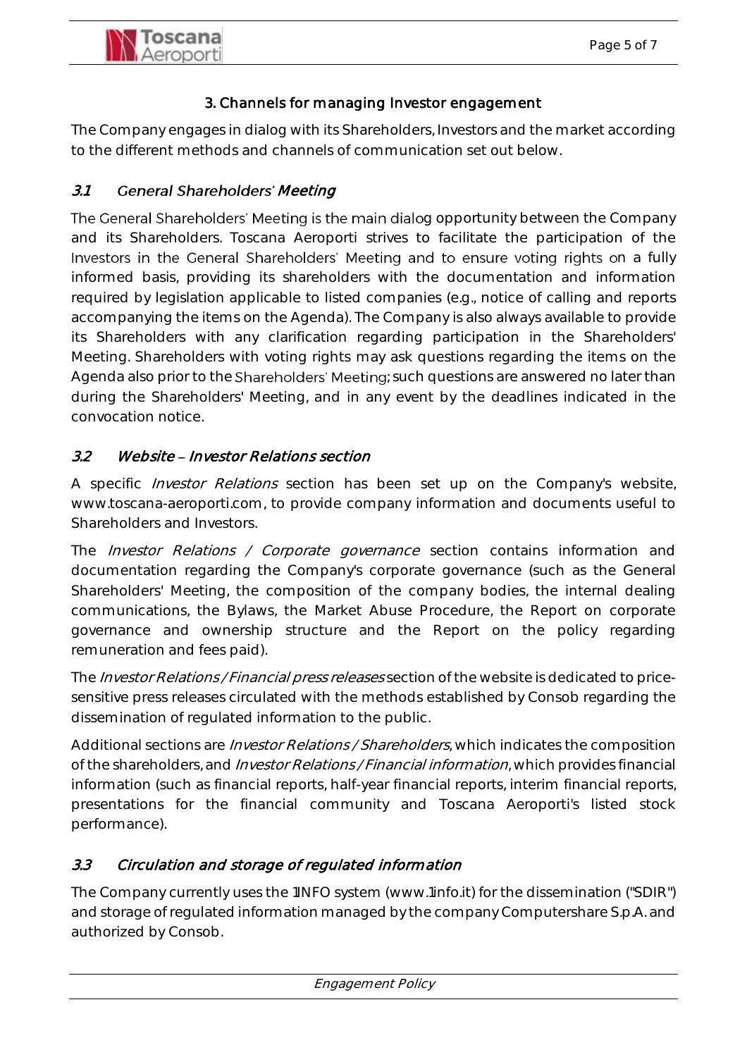## 3. Channels for managing Investor engagement

The Company engages in dialog with its Shareholders, Investors and the market according to the different methods and channels of communication set out below.

### *3.1 General Shareholders' Meeting*

The General Shareholders' Meeting is the main dialog opportunity between the Company and its Shareholders. Toscana Aeroporti strives to facilitate the participation of the Investors in the General Shareholders' Meeting and to ensure voting rights on a fully informed basis, providing its shareholders with the documentation and information required by legislation applicable to listed companies (e.g., notice of calling and reports accompanying the items on the Agenda). The Company is also always available to provide its Shareholders with any clarification regarding participation in the Shareholders' Meeting. Shareholders with voting rights may ask questions regarding the items on the Agenda also prior to the Shareholders' Meeting; such questions are answered no later than during the Shareholders' Meeting, and in any event by the deadlines indicated in the convocation notice.

### *3.2 Website – Investor Relations section*

A specific *Investor Relations* section has been set up on the Company's website, www.toscana-aeroporti.com, to provide company information and documents useful to Shareholders and Investors.

The *Investor Relations / Corporate governance* section contains information and documentation regarding the Company's corporate governance (such as the General Shareholders' Meeting, the composition of the company bodies, the internal dealing communications, the Bylaws, the Market Abuse Procedure, the Report on corporate governance and ownership structure and the Report on the policy regarding remuneration and fees paid).

The *Investor Relations / Financial press releases* section of the website is dedicated to price-sensitive press releases circulated with the methods established by Consob regarding the dissemination of regulated information to the public.

Additional sections are *Investor Relations / Shareholders*, which indicates the composition of the shareholders, and *Investor Relations / Financial information*, which provides financial information (such as financial reports, half-year financial reports, interim financial reports, presentations for the financial community and Toscana Aeroporti's listed stock performance).

### *3.3 Circulation and storage of regulated information*

The Company currently uses the 1INFO system (www.1info.it) for the dissemination ("SDIR") and storage of regulated information managed by the company Computershare S.p.A. and authorized by Consob.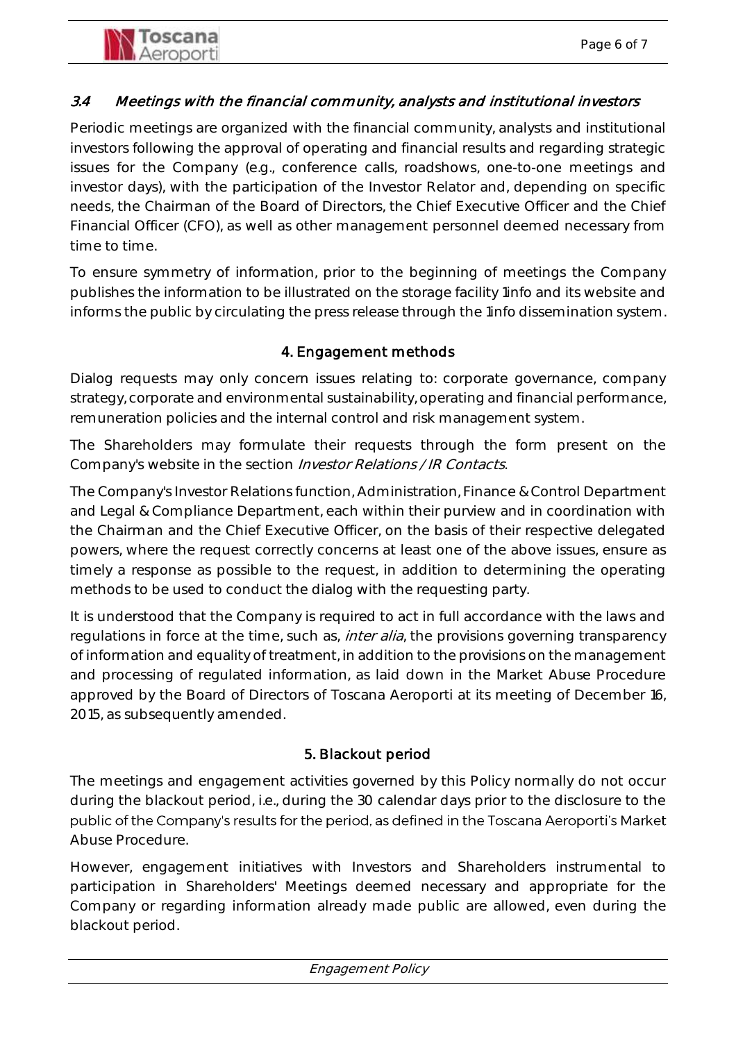### 3.4 *Meetings with the financial community, analysts and institutional investors*

Periodic meetings are organized with the financial community, analysts and institutional investors following the approval of operating and financial results and regarding strategic issues for the Company (e.g., conference calls, roadshows, one-to-one meetings and investor days), with the participation of the Investor Relator and, depending on specific needs, the Chairman of the Board of Directors, the Chief Executive Officer and the Chief Financial Officer (CFO), as well as other management personnel deemed necessary from time to time.

To ensure symmetry of information, prior to the beginning of meetings the Company publishes the information to be illustrated on the storage facility 1info and its website and informs the public by circulating the press release through the 1info dissemination system.

## 4. Engagement methods

Dialog requests may only concern issues relating to: corporate governance, company strategy, corporate and environmental sustainability, operating and financial performance, remuneration policies and the internal control and risk management system.

The Shareholders may formulate their requests through the form present on the Company's website in the section *Investor Relations / IR Contacts*.

The Company's Investor Relations function, Administration, Finance & Control Department and Legal & Compliance Department, each within their purview and in coordination with the Chairman and the Chief Executive Officer, on the basis of their respective delegated powers, where the request correctly concerns at least one of the above issues, ensure as timely a response as possible to the request, in addition to determining the operating methods to be used to conduct the dialog with the requesting party.

It is understood that the Company is required to act in full accordance with the laws and regulations in force at the time, such as, *inter alia*, the provisions governing transparency of information and equality of treatment, in addition to the provisions on the management and processing of regulated information, as laid down in the Market Abuse Procedure approved by the Board of Directors of Toscana Aeroporti at its meeting of December 16, 2015, as subsequently amended.

## 5. Blackout period

The meetings and engagement activities governed by this Policy normally do not occur during the blackout period, i.e., during the 30 calendar days prior to the disclosure to the public of the Company's results for the period, as defined in the Toscana Aeroporti's Market Abuse Procedure.

However, engagement initiatives with Investors and Shareholders instrumental to participation in Shareholders' Meetings deemed necessary and appropriate for the Company or regarding information already made public are allowed, even during the blackout period.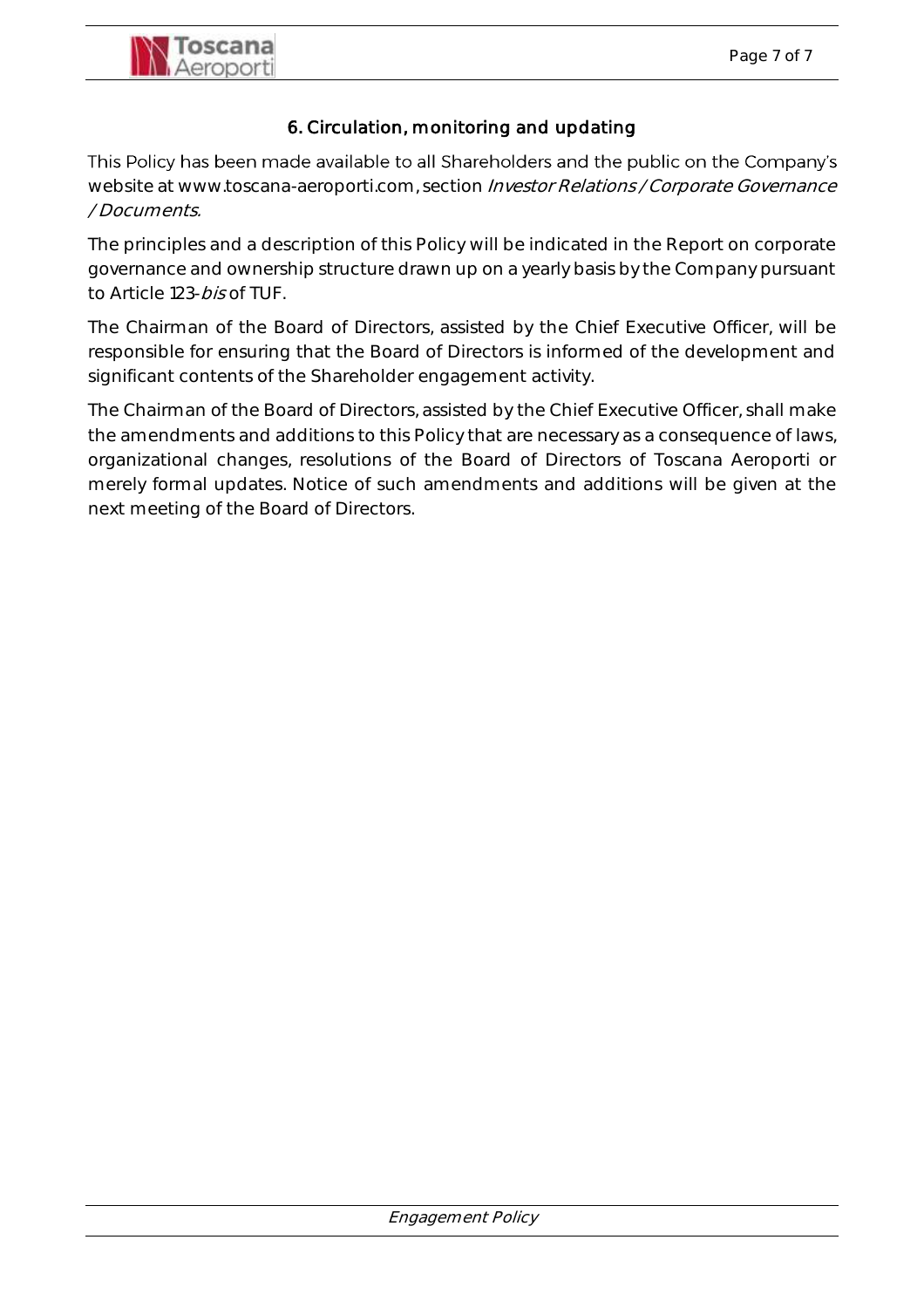## 6. Circulation, monitoring and updating

This Policy has been made available to all Shareholders and the public on the Company's website at www.toscana-aeroporti.com, section *Investor Relations / Corporate Governance / Documents.*

The principles and a description of this Policy will be indicated in the Report on corporate governance and ownership structure drawn up on a yearly basis by the Company pursuant to Article 123-*bis* of TUF.

The Chairman of the Board of Directors, assisted by the Chief Executive Officer, will be responsible for ensuring that the Board of Directors is informed of the development and significant contents of the Shareholder engagement activity.

The Chairman of the Board of Directors, assisted by the Chief Executive Officer, shall make the amendments and additions to this Policy that are necessary as a consequence of laws, organizational changes, resolutions of the Board of Directors of Toscana Aeroporti or merely formal updates. Notice of such amendments and additions will be given at the next meeting of the Board of Directors.